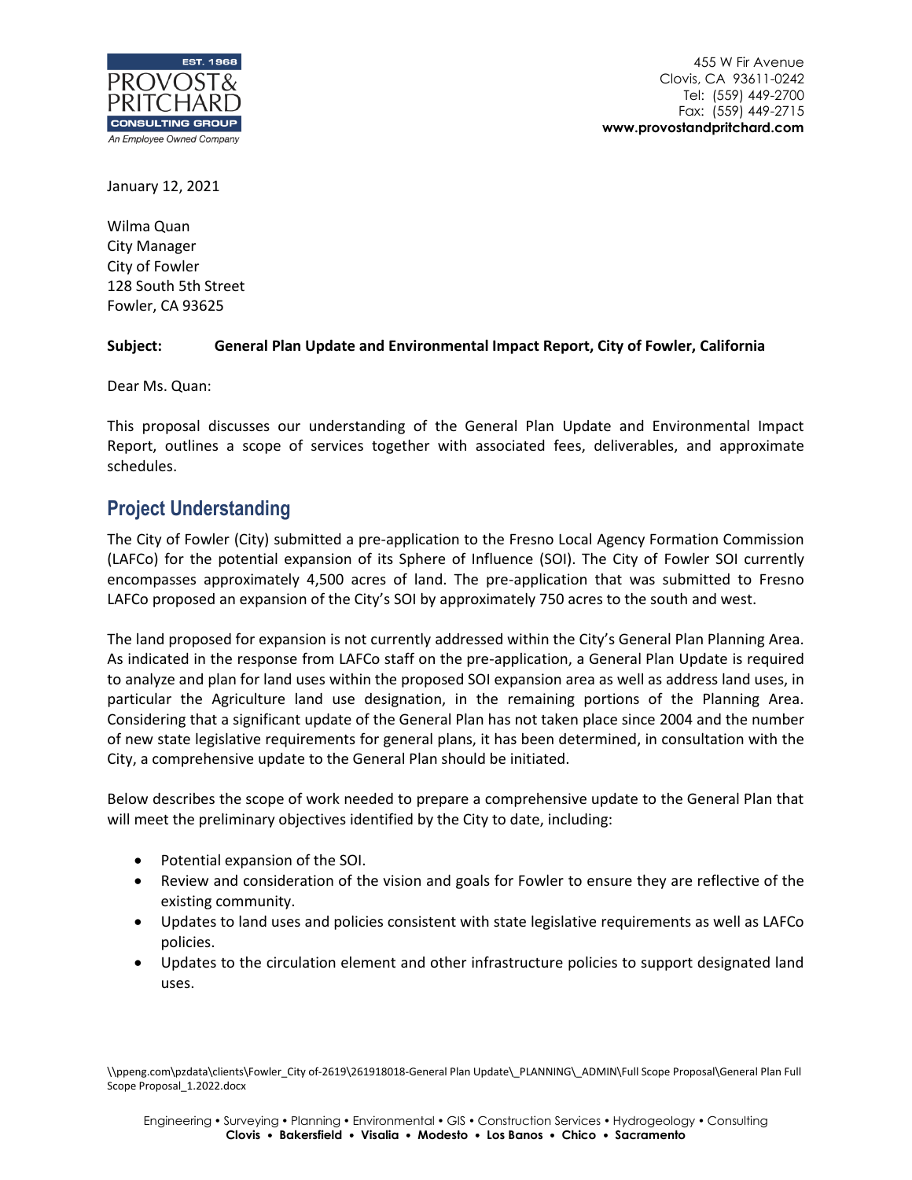455 W Fir Avenue
Clovis, CA 93611-0242
Tel: (559) 449-2700
Fax: (559) 449-2715
**www.provostandpritchard.com**

January 12, 2021

Wilma Quan
City Manager
City of Fowler
128 South 5th Street
Fowler, CA 93625

**Subject: General Plan Update and Environmental Impact Report, City of Fowler, California**

Dear Ms. Quan:

This proposal discusses our understanding of the General Plan Update and Environmental Impact Report, outlines a scope of services together with associated fees, deliverables, and approximate schedules.

## Project Understanding

The City of Fowler (City) submitted a pre-application to the Fresno Local Agency Formation Commission (LAFCo) for the potential expansion of its Sphere of Influence (SOI). The City of Fowler SOI currently encompasses approximately 4,500 acres of land. The pre-application that was submitted to Fresno LAFCo proposed an expansion of the City's SOI by approximately 750 acres to the south and west.

The land proposed for expansion is not currently addressed within the City's General Plan Planning Area. As indicated in the response from LAFCo staff on the pre-application, a General Plan Update is required to analyze and plan for land uses within the proposed SOI expansion area as well as address land uses, in particular the Agriculture land use designation, in the remaining portions of the Planning Area. Considering that a significant update of the General Plan has not taken place since 2004 and the number of new state legislative requirements for general plans, it has been determined, in consultation with the City, a comprehensive update to the General Plan should be initiated.

Below describes the scope of work needed to prepare a comprehensive update to the General Plan that will meet the preliminary objectives identified by the City to date, including:

- Potential expansion of the SOI.
- Review and consideration of the vision and goals for Fowler to ensure they are reflective of the existing community.
- Updates to land uses and policies consistent with state legislative requirements as well as LAFCo policies.
- Updates to the circulation element and other infrastructure policies to support designated land uses.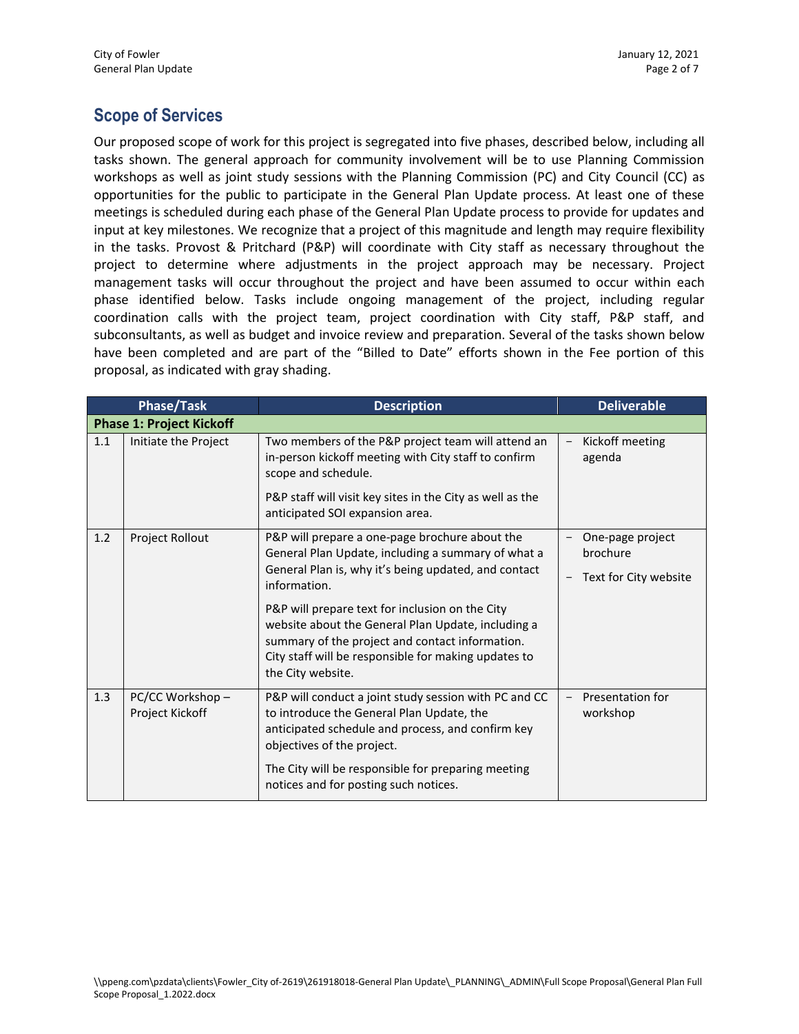## Scope of Services

Our proposed scope of work for this project is segregated into five phases, described below, including all tasks shown. The general approach for community involvement will be to use Planning Commission workshops as well as joint study sessions with the Planning Commission (PC) and City Council (CC) as opportunities for the public to participate in the General Plan Update process. At least one of these meetings is scheduled during each phase of the General Plan Update process to provide for updates and input at key milestones. We recognize that a project of this magnitude and length may require flexibility in the tasks. Provost & Pritchard (P&P) will coordinate with City staff as necessary throughout the project to determine where adjustments in the project approach may be necessary. Project management tasks will occur throughout the project and have been assumed to occur within each phase identified below. Tasks include ongoing management of the project, including regular coordination calls with the project team, project coordination with City staff, P&P staff, and subconsultants, as well as budget and invoice review and preparation. Several of the tasks shown below have been completed and are part of the "Billed to Date" efforts shown in the Fee portion of this proposal, as indicated with gray shading.

| Phase/Task | | Description | Deliverable |
|---|---|---|---|
| **Phase 1: Project Kickoff** | | | |
| 1.1 | Initiate the Project | Two members of the P&P project team will attend an in-person kickoff meeting with City staff to confirm scope and schedule.<br><br>P&P staff will visit key sites in the City as well as the anticipated SOI expansion area. | – Kickoff meeting agenda |
| 1.2 | Project Rollout | P&P will prepare a one-page brochure about the General Plan Update, including a summary of what a General Plan is, why it's being updated, and contact information.<br><br>P&P will prepare text for inclusion on the City website about the General Plan Update, including a summary of the project and contact information. City staff will be responsible for making updates to the City website. | – One-page project brochure<br>– Text for City website |
| 1.3 | PC/CC Workshop – Project Kickoff | P&P will conduct a joint study session with PC and CC to introduce the General Plan Update, the anticipated schedule and process, and confirm key objectives of the project.<br><br>The City will be responsible for preparing meeting notices and for posting such notices. | – Presentation for workshop |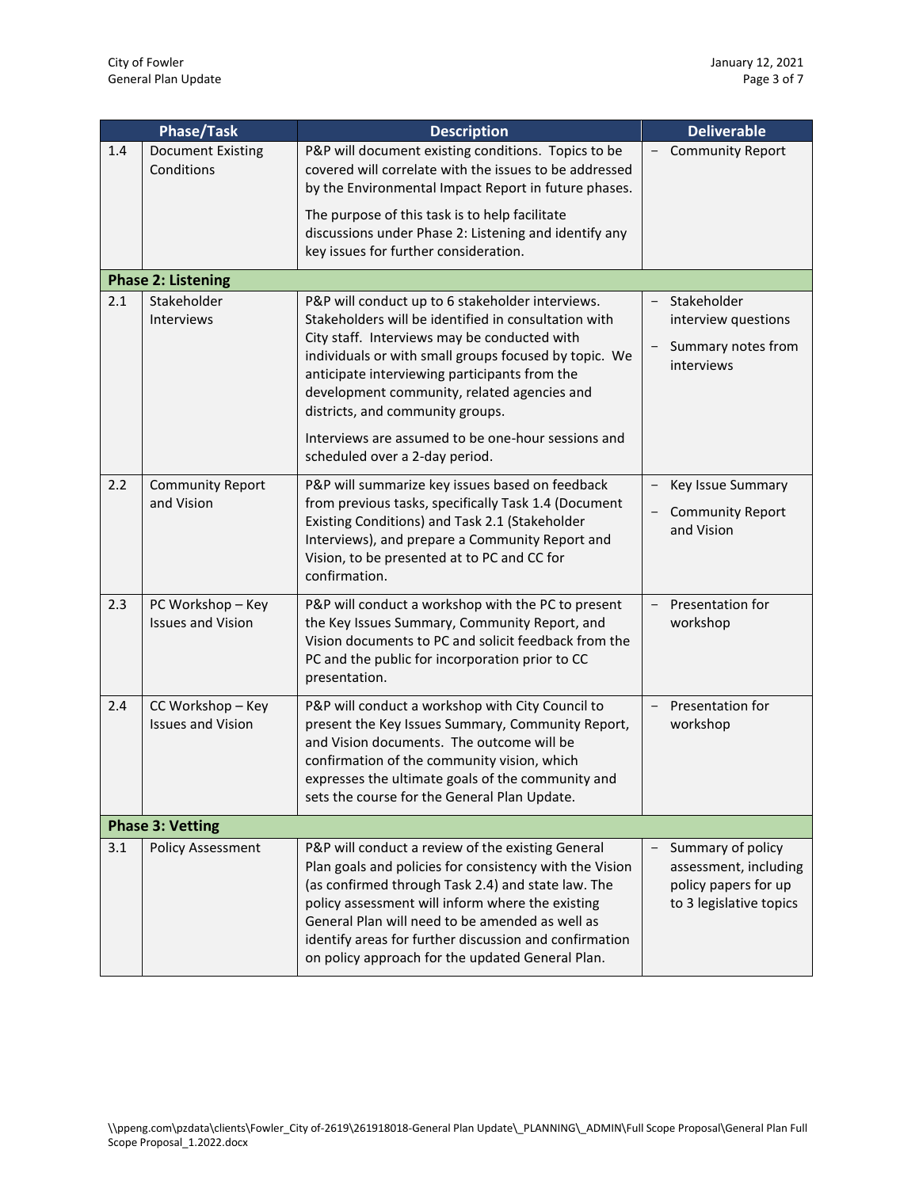| Phase/Task | | Description | Deliverable |
|---|---|---|---|
| 1.4 | Document Existing Conditions | P&P will document existing conditions. Topics to be covered will correlate with the issues to be addressed by the Environmental Impact Report in future phases.<br><br>The purpose of this task is to help facilitate discussions under Phase 2: Listening and identify any key issues for further consideration. | – Community Report |
| **Phase 2: Listening** | | | |
| 2.1 | Stakeholder Interviews | P&P will conduct up to 6 stakeholder interviews. Stakeholders will be identified in consultation with City staff. Interviews may be conducted with individuals or with small groups focused by topic. We anticipate interviewing participants from the development community, related agencies and districts, and community groups.<br><br>Interviews are assumed to be one-hour sessions and scheduled over a 2-day period. | – Stakeholder interview questions<br>– Summary notes from interviews |
| 2.2 | Community Report and Vision | P&P will summarize key issues based on feedback from previous tasks, specifically Task 1.4 (Document Existing Conditions) and Task 2.1 (Stakeholder Interviews), and prepare a Community Report and Vision, to be presented at to PC and CC for confirmation. | – Key Issue Summary<br>– Community Report and Vision |
| 2.3 | PC Workshop – Key Issues and Vision | P&P will conduct a workshop with the PC to present the Key Issues Summary, Community Report, and Vision documents to PC and solicit feedback from the PC and the public for incorporation prior to CC presentation. | – Presentation for workshop |
| 2.4 | CC Workshop – Key Issues and Vision | P&P will conduct a workshop with City Council to present the Key Issues Summary, Community Report, and Vision documents. The outcome will be confirmation of the community vision, which expresses the ultimate goals of the community and sets the course for the General Plan Update. | – Presentation for workshop |
| **Phase 3: Vetting** | | | |
| 3.1 | Policy Assessment | P&P will conduct a review of the existing General Plan goals and policies for consistency with the Vision (as confirmed through Task 2.4) and state law. The policy assessment will inform where the existing General Plan will need to be amended as well as identify areas for further discussion and confirmation on policy approach for the updated General Plan. | – Summary of policy assessment, including policy papers for up to 3 legislative topics |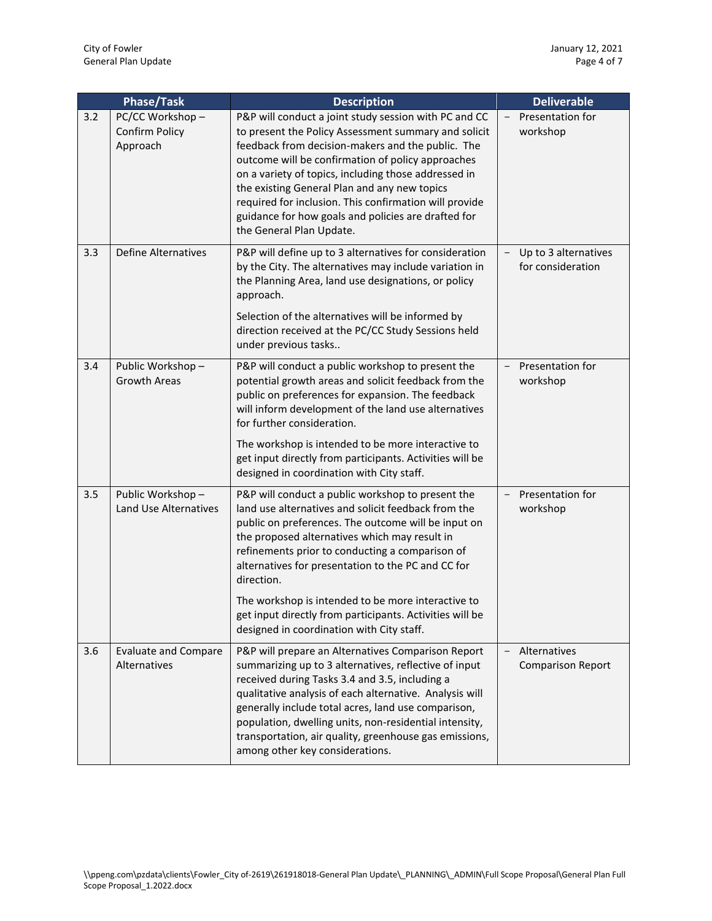| Phase/Task | | Description | Deliverable |
|---|---|---|---|
| 3.2 | PC/CC Workshop – Confirm Policy Approach | P&P will conduct a joint study session with PC and CC to present the Policy Assessment summary and solicit feedback from decision-makers and the public. The outcome will be confirmation of policy approaches on a variety of topics, including those addressed in the existing General Plan and any new topics required for inclusion. This confirmation will provide guidance for how goals and policies are drafted for the General Plan Update. | – Presentation for workshop |
| 3.3 | Define Alternatives | P&P will define up to 3 alternatives for consideration by the City. The alternatives may include variation in the Planning Area, land use designations, or policy approach.<br><br>Selection of the alternatives will be informed by direction received at the PC/CC Study Sessions held under previous tasks.. | – Up to 3 alternatives for consideration |
| 3.4 | Public Workshop – Growth Areas | P&P will conduct a public workshop to present the potential growth areas and solicit feedback from the public on preferences for expansion. The feedback will inform development of the land use alternatives for further consideration.<br><br>The workshop is intended to be more interactive to get input directly from participants. Activities will be designed in coordination with City staff. | – Presentation for workshop |
| 3.5 | Public Workshop – Land Use Alternatives | P&P will conduct a public workshop to present the land use alternatives and solicit feedback from the public on preferences. The outcome will be input on the proposed alternatives which may result in refinements prior to conducting a comparison of alternatives for presentation to the PC and CC for direction.<br><br>The workshop is intended to be more interactive to get input directly from participants. Activities will be designed in coordination with City staff. | – Presentation for workshop |
| 3.6 | Evaluate and Compare Alternatives | P&P will prepare an Alternatives Comparison Report summarizing up to 3 alternatives, reflective of input received during Tasks 3.4 and 3.5, including a qualitative analysis of each alternative. Analysis will generally include total acres, land use comparison, population, dwelling units, non-residential intensity, transportation, air quality, greenhouse gas emissions, among other key considerations. | – Alternatives Comparison Report |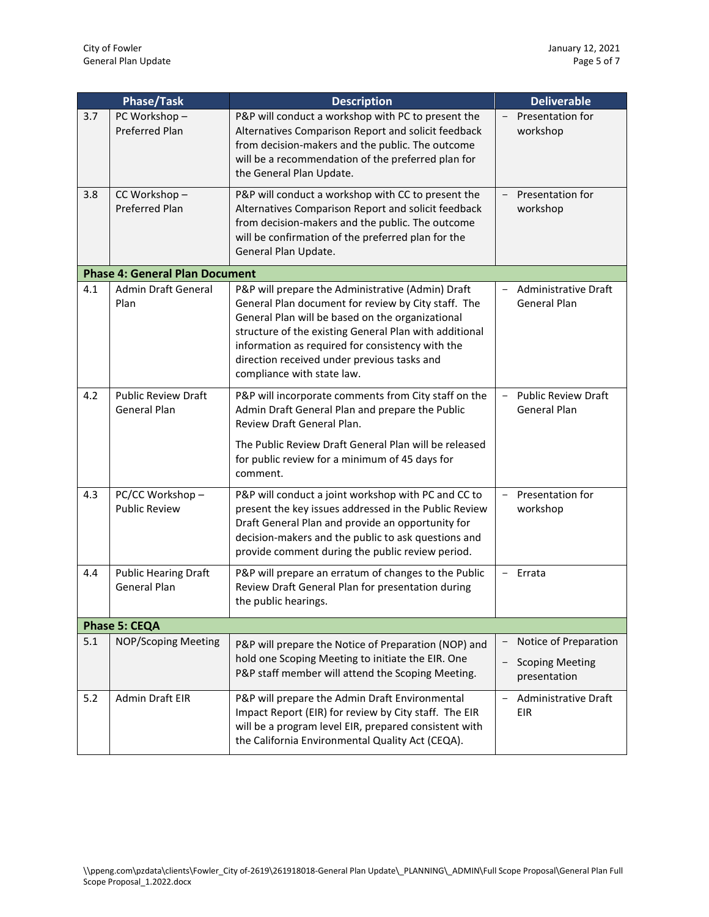| Phase/Task | | Description | Deliverable |
|---|---|---|---|
| 3.7 | PC Workshop – Preferred Plan | P&P will conduct a workshop with PC to present the Alternatives Comparison Report and solicit feedback from decision-makers and the public. The outcome will be a recommendation of the preferred plan for the General Plan Update. | – Presentation for workshop |
| 3.8 | CC Workshop – Preferred Plan | P&P will conduct a workshop with CC to present the Alternatives Comparison Report and solicit feedback from decision-makers and the public. The outcome will be confirmation of the preferred plan for the General Plan Update. | – Presentation for workshop |
| **Phase 4: General Plan Document** | | | |
| 4.1 | Admin Draft General Plan | P&P will prepare the Administrative (Admin) Draft General Plan document for review by City staff. The General Plan will be based on the organizational structure of the existing General Plan with additional information as required for consistency with the direction received under previous tasks and compliance with state law. | – Administrative Draft General Plan |
| 4.2 | Public Review Draft General Plan | P&P will incorporate comments from City staff on the Admin Draft General Plan and prepare the Public Review Draft General Plan. <br><br> The Public Review Draft General Plan will be released for public review for a minimum of 45 days for comment. | – Public Review Draft General Plan |
| 4.3 | PC/CC Workshop – Public Review | P&P will conduct a joint workshop with PC and CC to present the key issues addressed in the Public Review Draft General Plan and provide an opportunity for decision-makers and the public to ask questions and provide comment during the public review period. | – Presentation for workshop |
| 4.4 | Public Hearing Draft General Plan | P&P will prepare an erratum of changes to the Public Review Draft General Plan for presentation during the public hearings. | – Errata |
| **Phase 5: CEQA** | | | |
| 5.1 | NOP/Scoping Meeting | P&P will prepare the Notice of Preparation (NOP) and hold one Scoping Meeting to initiate the EIR. One P&P staff member will attend the Scoping Meeting. | – Notice of Preparation <br> – Scoping Meeting presentation |
| 5.2 | Admin Draft EIR | P&P will prepare the Admin Draft Environmental Impact Report (EIR) for review by City staff. The EIR will be a program level EIR, prepared consistent with the California Environmental Quality Act (CEQA). | – Administrative Draft EIR |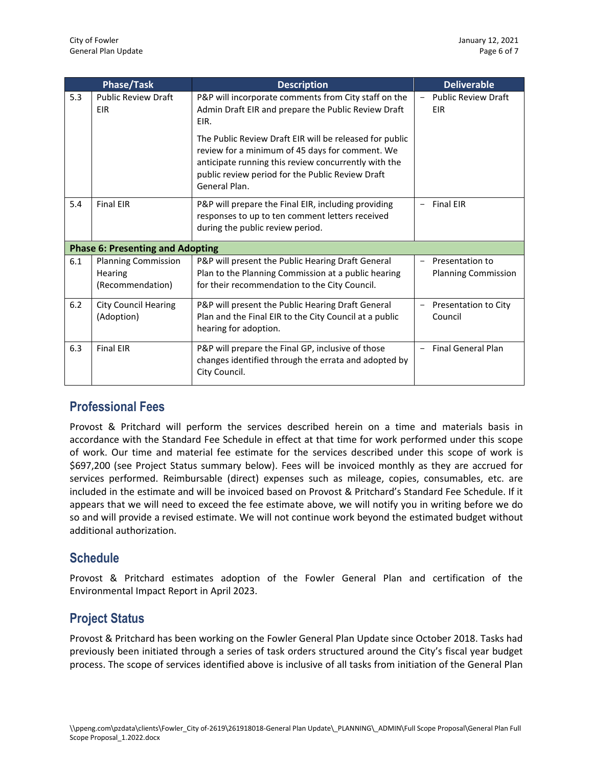| Phase/Task | | Description | Deliverable |
|---|---|---|---|
| 5.3 | Public Review Draft EIR | P&P will incorporate comments from City staff on the Admin Draft EIR and prepare the Public Review Draft EIR.<br><br>The Public Review Draft EIR will be released for public review for a minimum of 45 days for comment. We anticipate running this review concurrently with the public review period for the Public Review Draft General Plan. | – Public Review Draft EIR |
| 5.4 | Final EIR | P&P will prepare the Final EIR, including providing responses to up to ten comment letters received during the public review period. | – Final EIR |
| **Phase 6: Presenting and Adopting** | | | |
| 6.1 | Planning Commission Hearing (Recommendation) | P&P will present the Public Hearing Draft General Plan to the Planning Commission at a public hearing for their recommendation to the City Council. | – Presentation to Planning Commission |
| 6.2 | City Council Hearing (Adoption) | P&P will present the Public Hearing Draft General Plan and the Final EIR to the City Council at a public hearing for adoption. | – Presentation to City Council |
| 6.3 | Final EIR | P&P will prepare the Final GP, inclusive of those changes identified through the errata and adopted by City Council. | – Final General Plan |

## Professional Fees

Provost & Pritchard will perform the services described herein on a time and materials basis in accordance with the Standard Fee Schedule in effect at that time for work performed under this scope of work. Our time and material fee estimate for the services described under this scope of work is $697,200 (see Project Status summary below). Fees will be invoiced monthly as they are accrued for services performed. Reimbursable (direct) expenses such as mileage, copies, consumables, etc. are included in the estimate and will be invoiced based on Provost & Pritchard's Standard Fee Schedule. If it appears that we will need to exceed the fee estimate above, we will notify you in writing before we do so and will provide a revised estimate. We will not continue work beyond the estimated budget without additional authorization.

## Schedule

Provost & Pritchard estimates adoption of the Fowler General Plan and certification of the Environmental Impact Report in April 2023.

## Project Status

Provost & Pritchard has been working on the Fowler General Plan Update since October 2018. Tasks had previously been initiated through a series of task orders structured around the City's fiscal year budget process. The scope of services identified above is inclusive of all tasks from initiation of the General Plan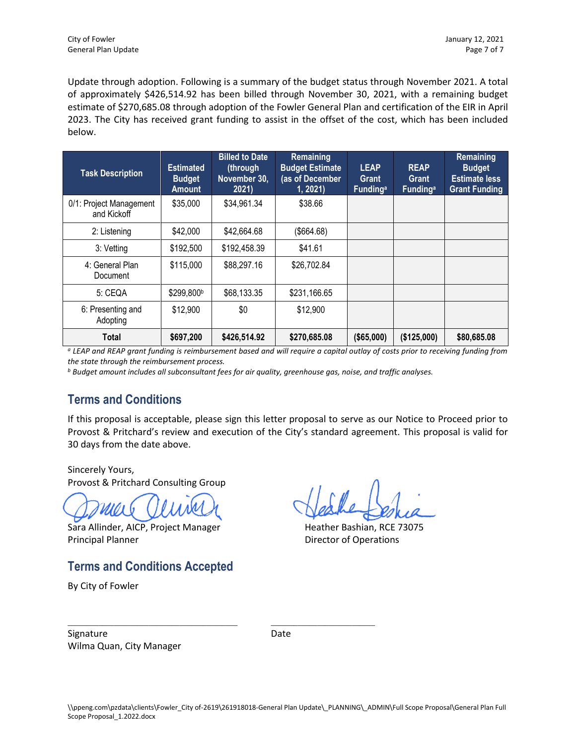Update through adoption. Following is a summary of the budget status through November 2021. A total of approximately $426,514.92 has been billed through November 30, 2021, with a remaining budget estimate of $270,685.08 through adoption of the Fowler General Plan and certification of the EIR in April 2023. The City has received grant funding to assist in the offset of the cost, which has been included below.

| Task Description | Estimated Budget Amount | Billed to Date (through November 30, 2021) | Remaining Budget Estimate (as of December 1, 2021) | LEAP Grant Funding[a] | REAP Grant Funding[a] | Remaining Budget Estimate less Grant Funding |
|---|---|---|---|---|---|---|
| 0/1: Project Management and Kickoff | $35,000 | $34,961.34 | $38.66 | | | |
| 2: Listening | $42,000 | $42,664.68 | ($664.68) | | | |
| 3: Vetting | $192,500 | $192,458.39 | $41.61 | | | |
| 4: General Plan Document | $115,000 | $88,297.16 | $26,702.84 | | | |
| 5: CEQA | $299,800[b] | $68,133.35 | $231,166.65 | | | |
| 6: Presenting and Adopting | $12,900 | $0 | $12,900 | | | |
| **Total** | **$697,200** | **$426,514.92** | **$270,685.08** | **($65,000)** | **($125,000)** | **$80,685.08** |

*[a] LEAP and REAP grant funding is reimbursement based and will require a capital outlay of costs prior to receiving funding from the state through the reimbursement process.*

*[b] Budget amount includes all subconsultant fees for air quality, greenhouse gas, noise, and traffic analyses.*

## Terms and Conditions

If this proposal is acceptable, please sign this letter proposal to serve as our Notice to Proceed prior to Provost & Pritchard's review and execution of the City's standard agreement. This proposal is valid for 30 days from the date above.

Sincerely Yours,
Provost & Pritchard Consulting Group

Sara Allinder, AICP, Project Manager
Principal Planner

Heather Bashian, RCE 73075
Director of Operations

## Terms and Conditions Accepted

By City of Fowler

Signature
Wilma Quan, City Manager

Date

\\ppeng.com\pzdata\clients\Fowler_City of-2619\261918018-General Plan Update\_PLANNING\_ADMIN\Full Scope Proposal\General Plan Full Scope Proposal_1.2022.docx